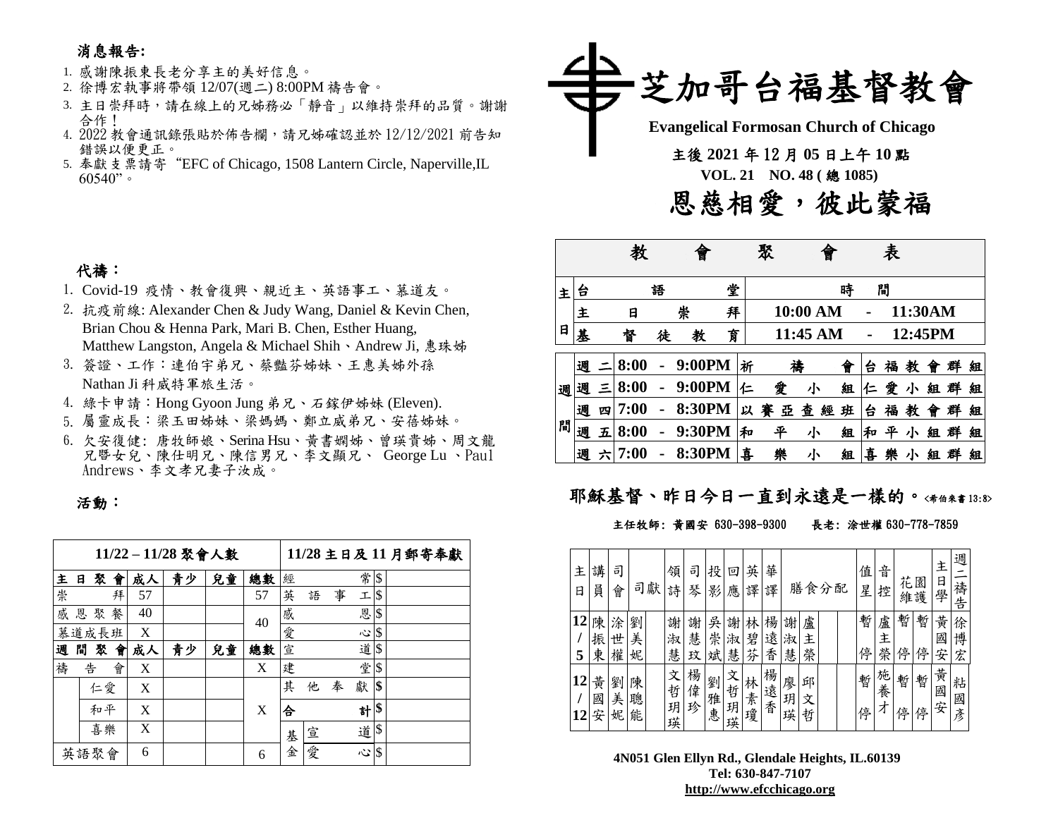## 消息報告:

1. 感謝陳振東長老分享主的美好信息。
2. 徐博宏執事將帶領 12/07(週二) 8:00PM 禱告會。
3. 主日崇拜時，請在線上的兄姊務必「靜音」以維持崇拜的品質。謝謝合作！
4. 2022 教會通訊錄張貼於佈告欄，請兄姊確認並於 12/12/2021 前告知錯誤以便更正。
5. 奉獻支票請寄 "EFC of Chicago, 1508 Lantern Circle, Naperville,IL 60540"。

## 代禱：

1. Covid-19 疫情、教會復興、親近主、英語事工、慕道友。
2. 抗疫前線: Alexander Chen & Judy Wang, Daniel & Kevin Chen, Brian Chou & Henna Park, Mari B. Chen, Esther Huang, Matthew Langston, Angela & Michael Shih、Andrew Ji, 惠珠姊
3. 簽證、工作：連伯宇弟兄、蔡豔芬姊妹、王惠美姊外孫 Nathan Ji 科威特軍旅生活。
4. 綠卡申請：Hong Gyoon Jung 弟兄、石鎵伊姊妹 (Eleven).
5. 屬靈成長：梁玉田姊妹、梁媽媽、鄭立威弟兄、安蓓姊妹。
6. 欠安復健: 唐牧師娘、Serina Hsu、黃書嫻姊、曾瑛貴姊、周文龍兄暨女兒、陳仕明兄、陳信男兄、李文顯兄、 George Lu 、Paul Andrews、李文孝兄妻子汝成。

## 活動：

| 11/22 – 11/28 聚會人數 | | | | | 11/28 主日及 11 月郵寄奉獻 | | |
|---|---|---|---|---|---|---|---|
| 主日聚會 | 成人 | 青少 | 兒童 | 總數 | 經常 | | $ |
| 崇拜 | 57 | | | 57 | 英語事工 | | $ |
| 感恩聚餐 | 40 | | | 40 | 感恩 | | $ |
| 慕道成長班 | X | | | | 愛心 | | $ |
| 週間聚會 | 成人 | 青少 | 兒童 | 總數 | 宣道 | | $ |
| 禱告會 | X | | | X | 建堂 | | $ |
| 仁愛 | X | | | X | 其他奉獻 | | $ |
| 和平 | X | | | | 合計 | | $ |
| 喜樂 | X | | | | 基金 | 宣道 | $ |
| 英語聚會 | 6 | | | 6 | | 愛心 | $ |

# 芝加哥台福基督教會

**Evangelical Formosan Church of Chicago**

**主後 2021 年 12 月 05 日上午 10 點**

**VOL. 21 NO. 48 ( 總 1085)**

# 恩慈相愛，彼此蒙福

| 教會聚會表 | | | |
|---|---|---|---|
| 主日 | 台語堂 | 時間 | |
| | 主日崇拜 | 10:00 AM - 11:30AM | |
| | 基督徒教育 | 11:45 AM - 12:45PM | |
| 週間 | 週二 | 8:00 - 9:00PM | 祈禱會 | 台福教會群組 |
| | 週三 | 8:00 - 9:00PM | 仁愛小組 | 仁愛小組群組 |
| | 週四 | 7:00 - 8:30PM | 以賽亞查經班 | 台福教會群組 |
| | 週五 | 8:00 - 9:30PM | 和平小組 | 和平小組群組 |
| | 週六 | 7:00 - 8:30PM | 喜樂小組 | 喜樂小組群組 |

**耶穌基督、昨日今日一直到永遠是一樣的。**<希伯來書 13:8>

主任牧師: 黃國安 630-398-9300 長老: 涂世權 630-778-7859

| 主日 | 講員 | 司會 | 司獻 | | 領詩 | 司琴 | 投影 | 回應 | 英譯 | 華譯 | 膳食分配 | | | 值星 | 音控 | 花圃維護 | | 主日學 | 週二禱告 |
|---|---|---|---|---|---|---|---|---|---|---|---|---|---|---|---|---|---|---|---|
| 12/5 | 陳振東 | 涂世權 | 劉美妮 | | 謝淑慧 | 謝慧玟 | 吳崇斌 | 謝淑慧 | 林碧芬 | 楊遠香 | 謝淑慧 | 盧主榮 | | 暫停 | 盧主榮 | 暫停 | 暫停 | 黃國安 | 徐博宏 |
| 12/12 | 黃國安 | 劉美妮 | 陳聰能 | | 文哲玥瑛 | 楊偉珍 | 劉雅惠 | 文哲玥瑛 | 林素瓊 | 楊遠香 | 廖玥瑛 | 邱文哲 | | 暫停 | 施養才 | 暫停 | 暫停 | 黃國安 | 粘國彥 |

**4N051 Glen Ellyn Rd., Glendale Heights, IL.60139**
**Tel: 630-847-7107**
**http://www.efcchicago.org**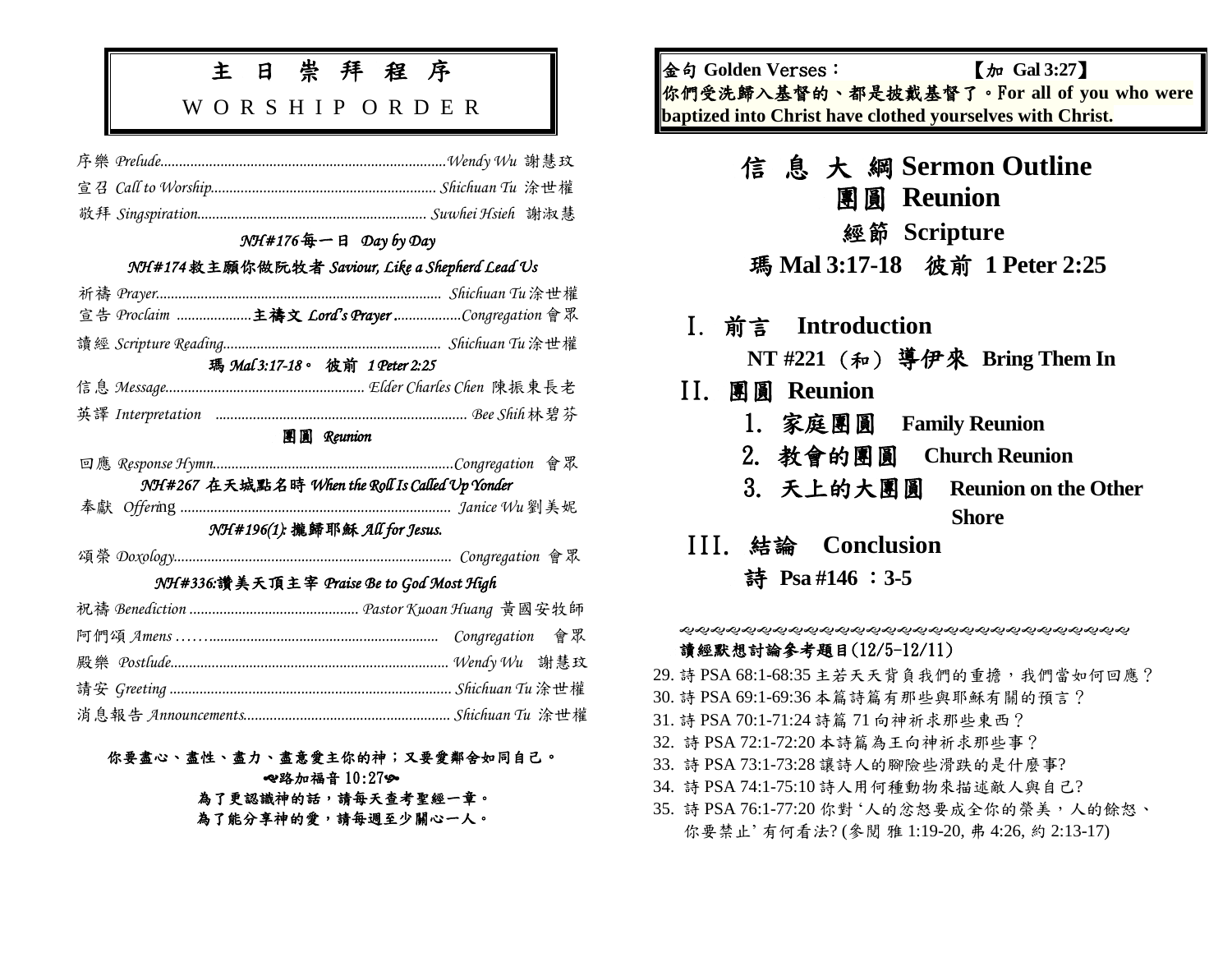# 主 日 崇 拜 程 序

## W O R S H I P O R D E R

序樂 *Prelude*...................................................................................*Wendy Wu* 謝慧玟

宣召 *Call to Worship*............................................................ *Shichuan Tu* 涂世權

敬拜 *Singspiration*............................................................. *Suwhei Hsieh* 謝淑慧

*NH#176*每一日 *Day by Day*

*NH#174*救主願你做阮牧者 *Saviour, Like a Shepherd Lead Us*

祈禱 *Prayer*........................................................................... *Shichuan Tu*涂世權

宣告 *Proclaim* ....................**主禱文** ***Lord's Prayer***..................*Congregation* 會眾

讀經 *Scripture Reading*.......................................................... *Shichuan Tu*涂世權

瑪 *Mal 3:17-18*。 彼前 *1 Peter 2:25*

信息 *Message*..................................................... *Elder Charles Chen* 陳振東長老

英譯 *Interpretation* .................................................................. *Bee Shih*林碧芬

**團圓** ***Reunion***

回應 *Response Hymn*................................................................*Congregation* 會眾

*NH#267* 在天城點名時 *When the Roll Is Called Up Yonder*

奉獻 *Offer*ing ........................................................................ *Janice Wu*劉美妮

*NH#196(1):* 攏歸耶穌 *All for Jesus.*

頌榮 *Doxology*.......................................................................... *Congregation* 會眾

*NH#336:*讚美天頂主宰 *Praise Be to God Most High*

祝禱 *Benediction* ............................................. *Pastor Kuoan Huang* 黃國安牧師

阿們頌 *Amens* ……............................................................. *Congregation* 會眾

殿樂 *Postlude*.......................................................................... *Wendy Wu* 謝慧玟

請安 *Greeting* ........................................................................... *Shichuan Tu*涂世權

消息報告 *Announcements*...................................................... *Shichuan Tu* 涂世權

**你要盡心、盡性、盡力、盡意愛主你的神；又要愛鄰舍如同自己。**

**路加福音 10:27**

**為了更認識神的話，請每天查考聖經一章。**

**為了能分享神的愛，請每週至少關心一人。**

---

**金句 Golden Verses：** 【加 Gal 3:27】

**你們受洗歸入基督的、都是披戴基督了。For all of you who were baptized into Christ have clothed yourselves with Christ.**

# 信 息 大 綱 Sermon Outline

## 團圓 Reunion

### 經節 Scripture

### 瑪 Mal 3:17-18 彼前 1 Peter 2:25

**I. 前言 Introduction**

**NT #221（和）導伊來 Bring Them In**

**II. 團圓 Reunion**

1. **家庭團圓 Family Reunion**
2. **教會的團圓 Church Reunion**
3. **天上的大團圓 Reunion on the Other Shore**

**III. 結論 Conclusion**

**詩 Psa #146 ：3-5**

**讀經默想討論參考題目(12/5-12/11)**

29. 詩 PSA 68:1-68:35 主若天天背負我們的重擔，我們當如何回應？
30. 詩 PSA 69:1-69:36 本篇詩篇有那些與耶穌有關的預言？
31. 詩 PSA 70:1-71:24 詩篇 71 向神祈求那些東西？
32. 詩 PSA 72:1-72:20 本詩篇為王向神祈求那些事？
33. 詩 PSA 73:1-73:28 讓詩人的腳險些滑跌的是什麼事?
34. 詩 PSA 74:1-75:10 詩人用何種動物來描述敵人與自己?
35. 詩 PSA 76:1-77:20 你對‘人的忿怒要成全你的榮美，人的餘怒、你要禁止’有何看法? (參閱 雅 1:19-20, 弗 4:26, 約 2:13-17)